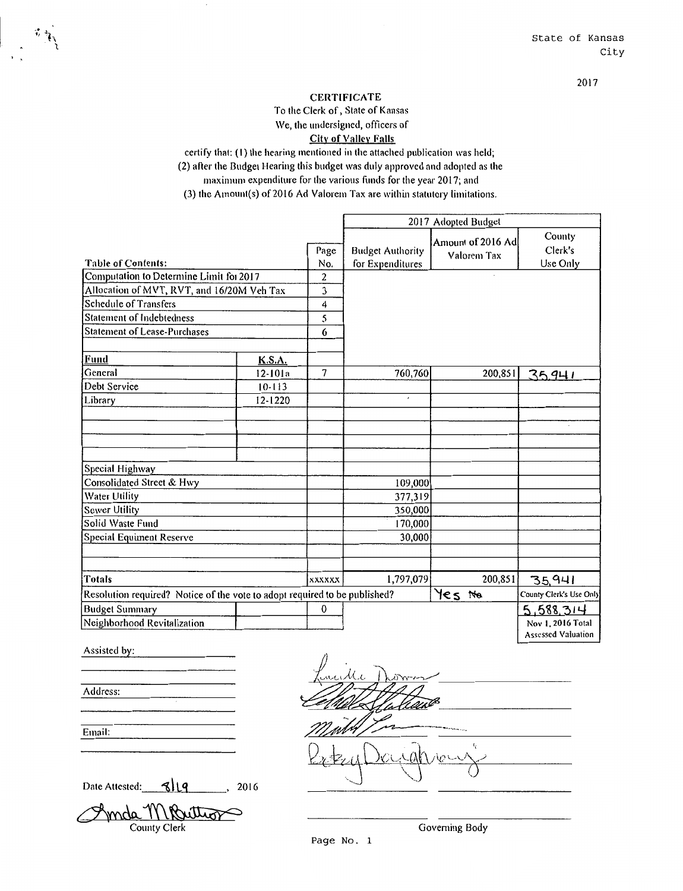State of Kansas
City

2017

## CERTIFICATE

To the Clerk of , State of Kansas
We, the undersigned, officers of
**City of Valley Falls**

certify that: (1) the hearing mentioned in the attached publication was held;
(2) after the Budget Hearing this budget was duly approved and adopted as the maximum expenditure for the various funds for the year 2017; and
(3) the Amount(s) of 2016 Ad Valorem Tax are within statutory limitations.

| | | | 2017 Adopted Budget | | |
|---|---|---|---|---|---|
| **Table of Contents:** | | Page No. | Budget Authority for Expenditures | Amount of 2016 Ad Valorem Tax | County Clerk's Use Only |
| Computation to Determine Limit for 2017 | | 2 | | | |
| Allocation of MVT, RVT, and 16/20M Veh Tax | | 3 | | | |
| Schedule of Transfers | | 4 | | | |
| Statement of Indebtedness | | 5 | | | |
| Statement of Lease-Purchases | | 6 | | | |
| | | | | | |
| **Fund** | **K.S.A.** | | | | |
| General | 12-101a | 7 | 760,760 | 200,851 | 35,941 |
| Debt Service | 10-113 | | | | |
| Library | 12-1220 | | | | |
| | | | | | |
| | | | | | |
| | | | | | |
| | | | | | |
| Special Highway | | | | | |
| Consolidated Street & Hwy | | | 109,000 | | |
| Water Utility | | | 377,319 | | |
| Sewer Utility | | | 350,000 | | |
| Solid Waste Fund | | | 170,000 | | |
| Special Equiment Reserve | | | 30,000 | | |
| | | | | | |
| | | | | | |
| **Totals** | | xxxxxx | 1,797,079 | 200,851 | 35,941 |
| Resolution required? Notice of the vote to adopt required to be published? | | | | Yes ~~No~~ | County Clerk's Use Only |
| Budget Summary | | 0 | | | 5,588,314 |
| Neighborhood Revitalization | | | | | Nov 1, 2016 Total Assessed Valuation |

Assisted by: ______________________

Address: ______________________

Email: ______________________

Date Attested: 8/19, 2016

Amda M Button
County Clerk

Governing Body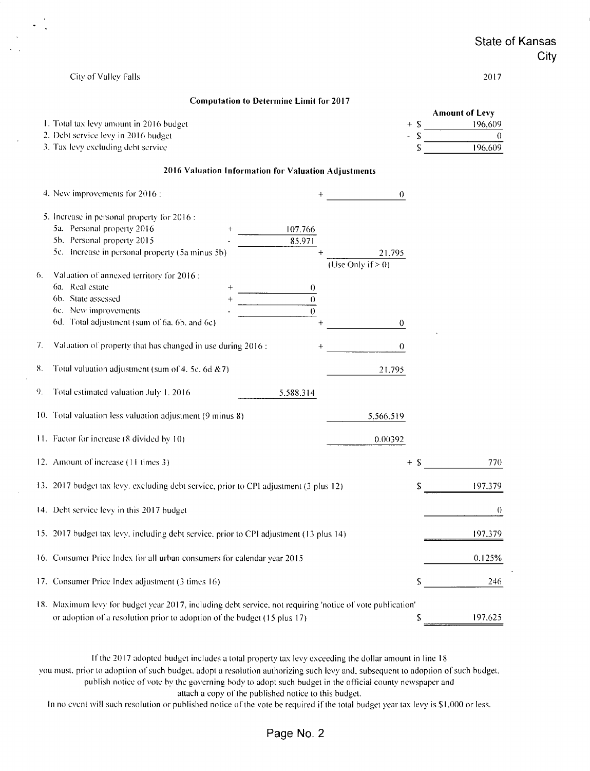State of Kansas
City

City of Valley Falls

2017

### Computation to Determine Limit for 2017

| | | Amount of Levy |
|---|---|---|
| 1. Total tax levy amount in 2016 budget | + $ | 196,609 |
| 2. Debt service levy in 2016 budget | - $ | 0 |
| 3. Tax levy excluding debt service | $ | 196,609 |

### 2016 Valuation Information for Valuation Adjustments

| | | | | |
|---|---|---|---|---|
| 4. New improvements for 2016 : | | | + | 0 |
| 5. Increase in personal property for 2016 : | | | | |
| 5a. Personal property 2016 | + | 107,766 | | |
| 5b. Personal property 2015 | - | 85,971 | | |
| 5c. Increase in personal property (5a minus 5b) | | | + | 21,795 |
| | | | | (Use Only if > 0) |
| 6. Valuation of annexed territory for 2016 : | | | | |
| 6a. Real estate | + | 0 | | |
| 6b. State assessed | + | 0 | | |
| 6c. New improvements | - | 0 | | |
| 6d. Total adjustment (sum of 6a, 6b, and 6c) | | | + | 0 |
| 7. Valuation of property that has changed in use during 2016 : | | | + | 0 |
| 8. Total valuation adjustment (sum of 4, 5c, 6d &7) | | | | 21,795 |
| 9. Total estimated valuation July 1, 2016 | | 5,588,314 | | |
| 10. Total valuation less valuation adjustment (9 minus 8) | | | | 5,566,519 |
| 11. Factor for increase (8 divided by 10) | | | | 0.00392 |

| | | |
|---|---|---|
| 12. Amount of increase (11 times 3) | + $ | 770 |
| 13. 2017 budget tax levy, excluding debt service, prior to CPI adjustment (3 plus 12) | $ | 197,379 |
| 14. Debt service levy in this 2017 budget | | 0 |
| 15. 2017 budget tax levy, including debt service, prior to CPI adjustment (13 plus 14) | | 197,379 |
| 16. Consumer Price Index for all urban consumers for calendar year 2015 | | 0.125% |
| 17. Consumer Price Index adjustment (3 times 16) | $ | 246 |
| 18. Maximum levy for budget year 2017, including debt service, not requiring 'notice of vote publication' or adoption of a resolution prior to adoption of the budget (15 plus 17) | $ | 197,625 |

If the 2017 adopted budget includes a total property tax levy exceeding the dollar amount in line 18 you must, prior to adoption of such budget, adopt a resolution authorizing such levy and, subsequent to adoption of such budget, publish notice of vote by the governing body to adopt such budget in the official county newspaper and attach a copy of the published notice to this budget.
In no event will such resolution or published notice of the vote be required if the total budget year tax levy is $1,000 or less.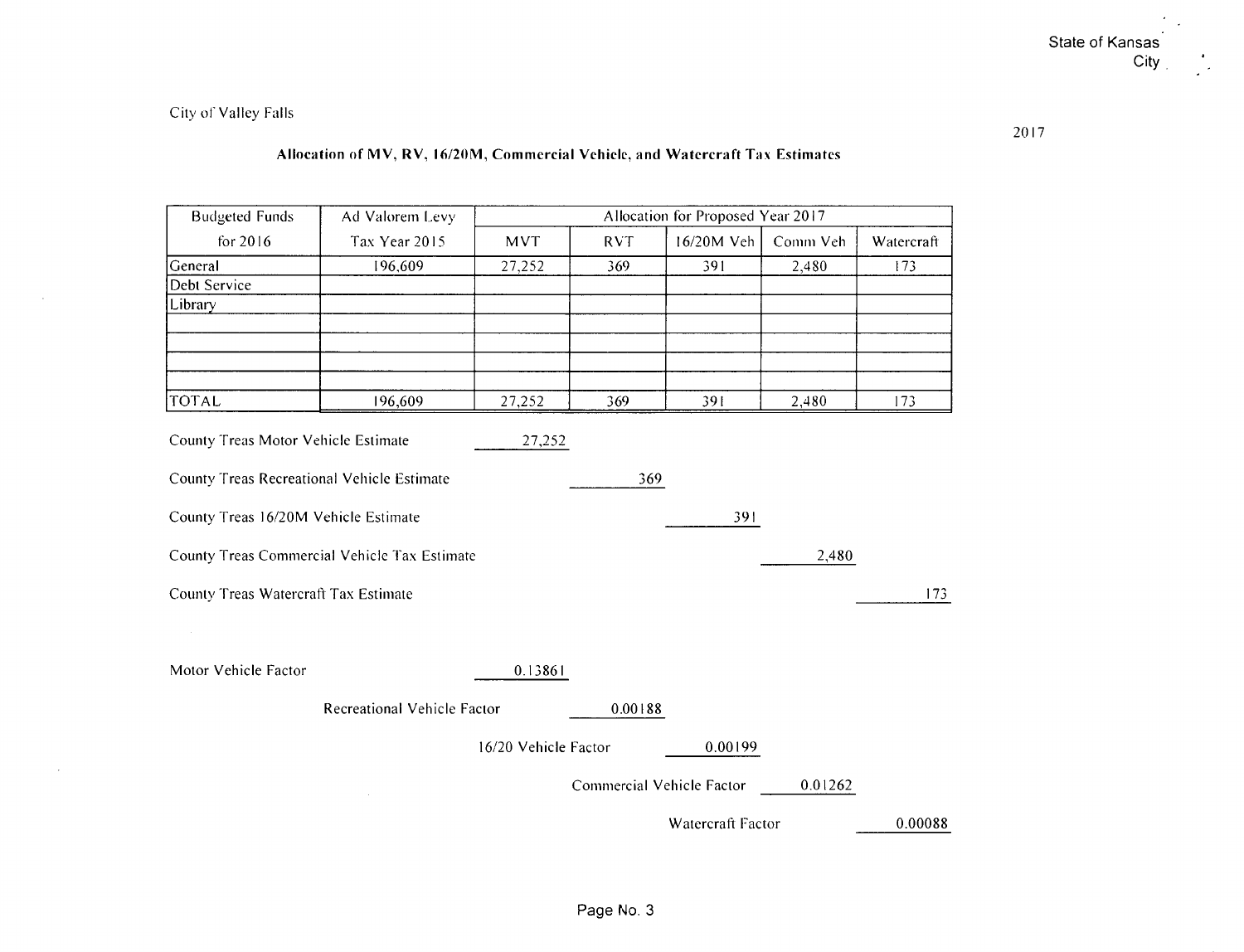State of Kansas
City

City of Valley Falls

2017

### Allocation of MV, RV, 16/20M, Commercial Vehicle, and Watercraft Tax Estimates

| Budgeted Funds | Ad Valorem Levy | Allocation for Proposed Year 2017 | | | | |
|---|---|---|---|---|---|---|
| for 2016 | Tax Year 2015 | MVT | RVT | 16/20M Veh | Comm Veh | Watercraft |
| General | 196,609 | 27,252 | 369 | 391 | 2,480 | 173 |
| Debt Service | | | | | | |
| Library | | | | | | |
| | | | | | | |
| | | | | | | |
| | | | | | | |
| | | | | | | |
| TOTAL | 196,609 | 27,252 | 369 | 391 | 2,480 | 173 |

County Treas Motor Vehicle Estimate 27,252

County Treas Recreational Vehicle Estimate 369

County Treas 16/20M Vehicle Estimate 391

County Treas Commercial Vehicle Tax Estimate 2,480

County Treas Watercraft Tax Estimate 173

Motor Vehicle Factor 0.13861

Recreational Vehicle Factor 0.00188

16/20 Vehicle Factor 0.00199

Commercial Vehicle Factor 0.01262

Watercraft Factor 0.00088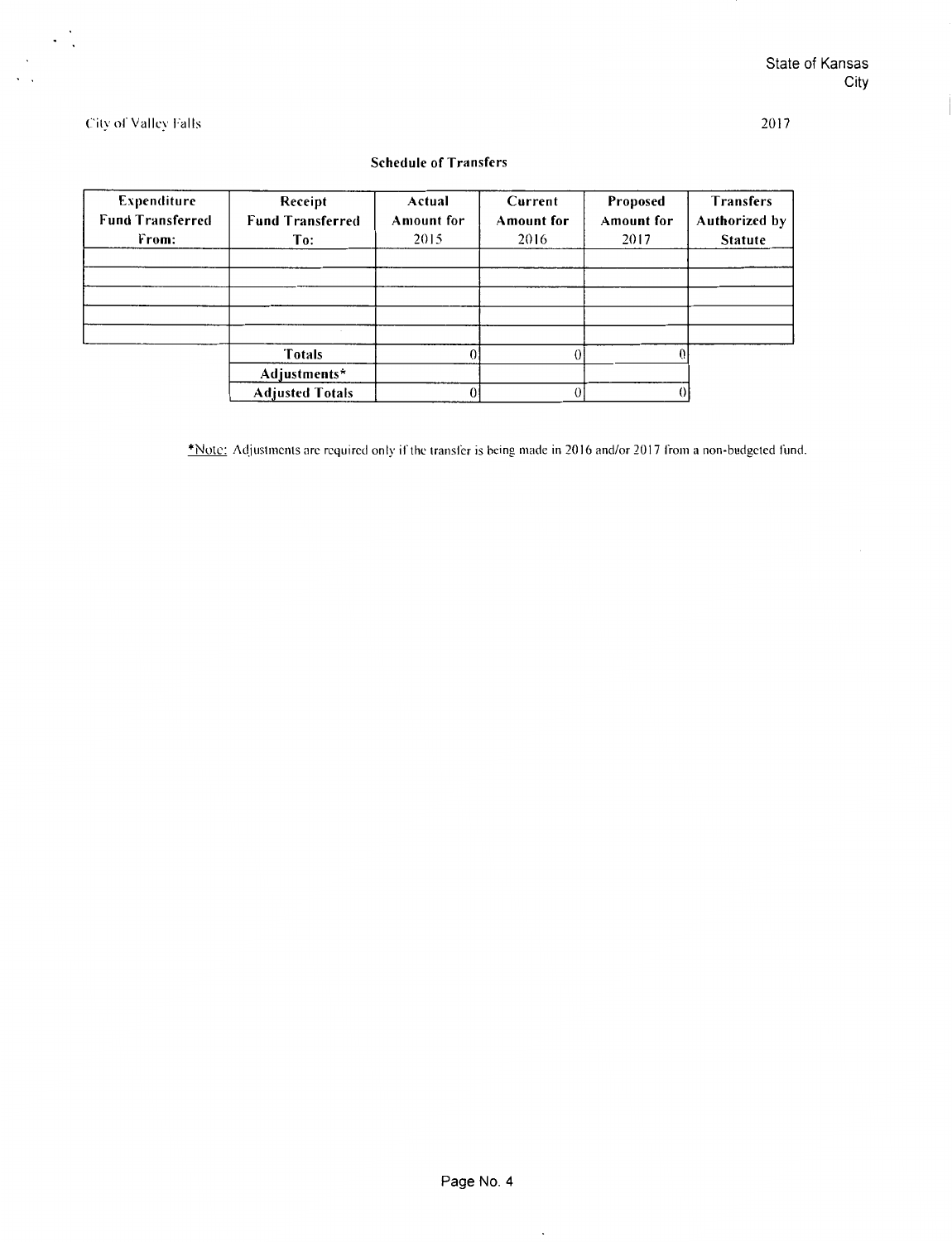State of Kansas
City

City of Valley Falls

2017

## Schedule of Transfers

| Expenditure Fund Transferred From: | Receipt Fund Transferred To: | Actual Amount for 2015 | Current Amount for 2016 | Proposed Amount for 2017 | Transfers Authorized by Statute |
|---|---|---|---|---|---|
| | | | | | |
| | | | | | |
| | | | | | |
| | | | | | |
| | | | | | |
| | Totals | 0 | 0 | 0 | |
| | Adjustments* | | | | |
| | Adjusted Totals | 0 | 0 | 0 | |

*Note: Adjustments are required only if the transfer is being made in 2016 and/or 2017 from a non-budgeted fund.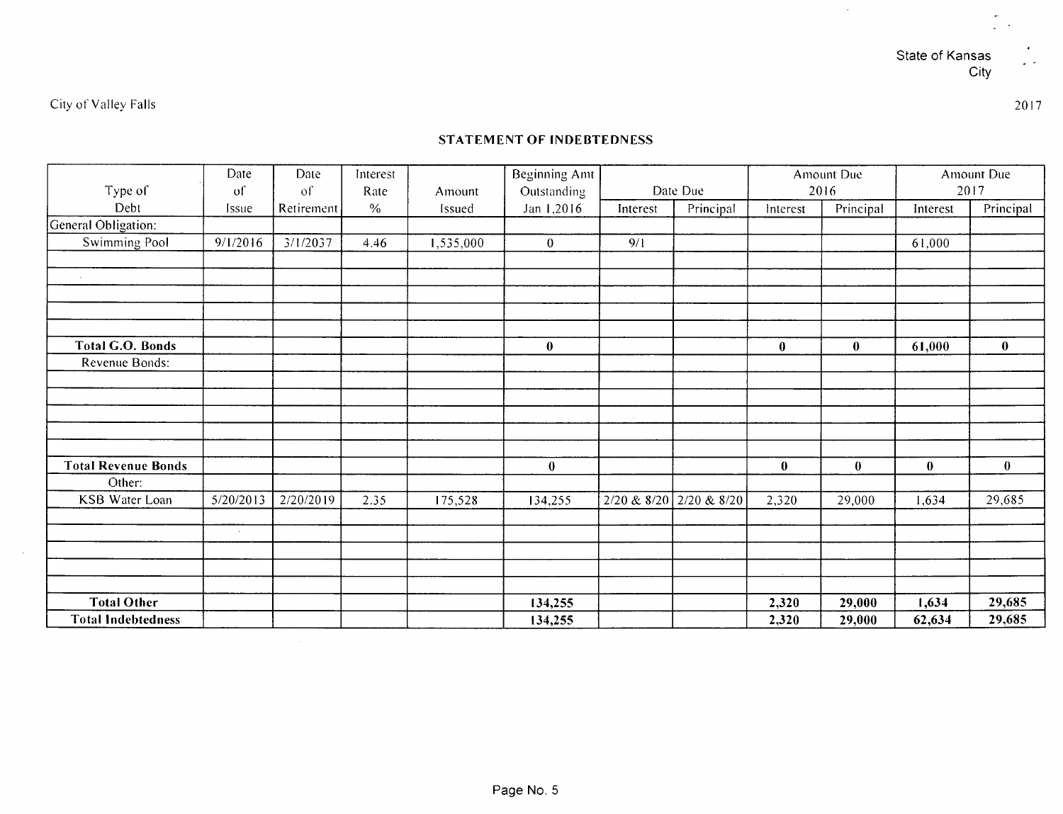State of Kansas
City

City of Valley Falls

2017

## STATEMENT OF INDEBTEDNESS

| Type of Debt | Date of Issue | Date of Retirement | Interest Rate % | Amount Issued | Beginning Amt Outstanding Jan 1,2016 | Date Due | | Amount Due 2016 | | Amount Due 2017 | |
|---|---|---|---|---|---|---|---|---|---|---|---|
| | | | | | | Interest | Principal | Interest | Principal | Interest | Principal |
| General Obligation: | | | | | | | | | | | |
| Swimming Pool | 9/1/2016 | 3/1/2037 | 4.46 | 1,535,000 | 0 | 9/1 | | | | 61,000 | |
| | | | | | | | | | | | |
| | | | | | | | | | | | |
| | | | | | | | | | | | |
| | | | | | | | | | | | |
| | | | | | | | | | | | |
| **Total G.O. Bonds** | | | | | **0** | | | **0** | **0** | **61,000** | **0** |
| Revenue Bonds: | | | | | | | | | | | |
| | | | | | | | | | | | |
| | | | | | | | | | | | |
| | | | | | | | | | | | |
| | | | | | | | | | | | |
| | | | | | | | | | | | |
| **Total Revenue Bonds** | | | | | **0** | | | **0** | **0** | **0** | **0** |
| Other: | | | | | | | | | | | |
| KSB Water Loan | 5/20/2013 | 2/20/2019 | 2.35 | 175,528 | 134,255 | 2/20 & 8/20 | 2/20 & 8/20 | 2,320 | 29,000 | 1,634 | 29,685 |
| | | | | | | | | | | | |
| | | | | | | | | | | | |
| | | | | | | | | | | | |
| | | | | | | | | | | | |
| | | | | | | | | | | | |
| **Total Other** | | | | | **134,255** | | | **2,320** | **29,000** | **1,634** | **29,685** |
| **Total Indebtedness** | | | | | **134,255** | | | **2,320** | **29,000** | **62,634** | **29,685** |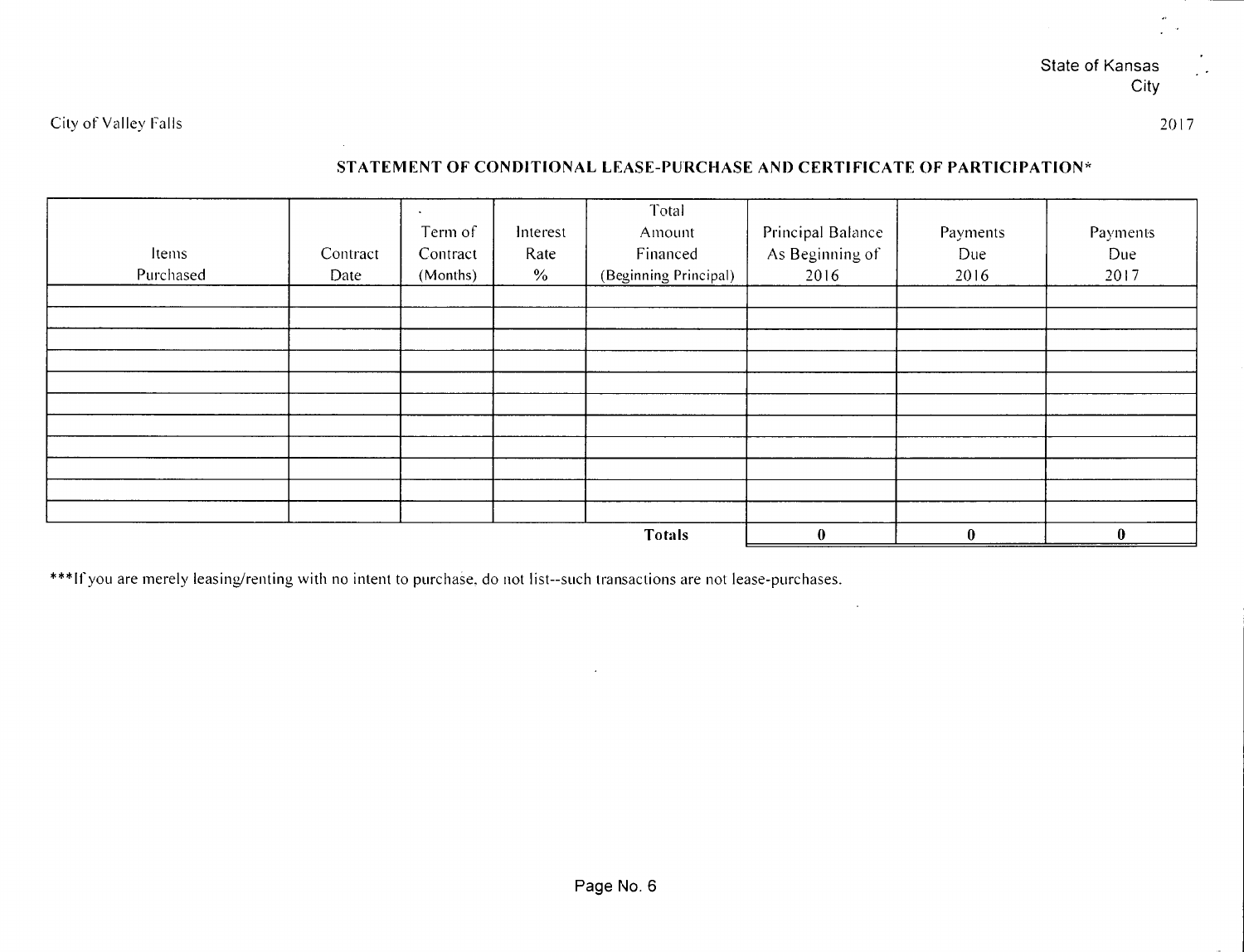State of Kansas
City

City of Valley Falls

2017

## STATEMENT OF CONDITIONAL LEASE-PURCHASE AND CERTIFICATE OF PARTICIPATION*

| Items Purchased | Contract Date | Term of Contract (Months) | Interest Rate % | Total Amount Financed (Beginning Principal) | Principal Balance As Beginning of 2016 | Payments Due 2016 | Payments Due 2017 |
|---|---|---|---|---|---|---|---|
| | | | | | | | |
| | | | | | | | |
| | | | | | | | |
| | | | | | | | |
| | | | | | | | |
| | | | | | | | |
| | | | | | | | |
| | | | | | | | |
| | | | | | | | |
| | | | | | | | |
| | | | | | | | |
| | | | | **Totals** | **0** | **0** | **0** |

***If you are merely leasing/renting with no intent to purchase, do not list--such transactions are not lease-purchases.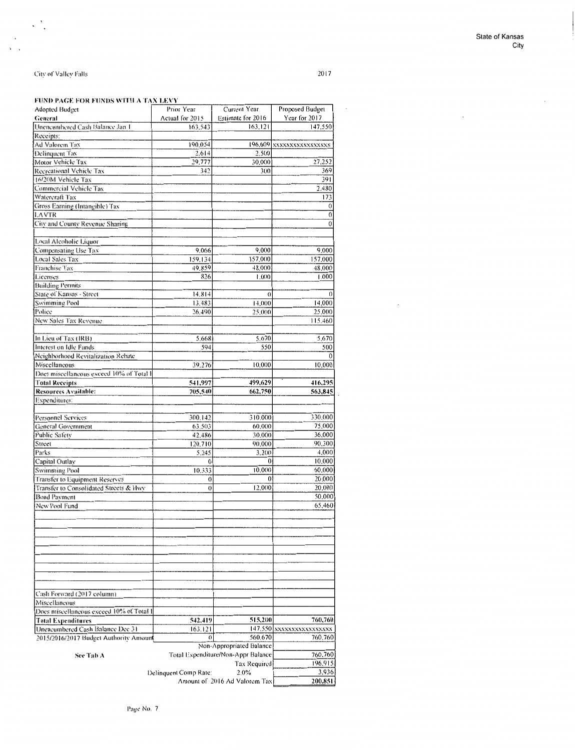State of Kansas
City

City of Valley Falls

2017

**FUND PAGE FOR FUNDS WITH A TAX LEVY**

| Adopted Budget | Prior Year | Current Year | Proposed Budget |
|---|---|---|---|
| **General** | Actual for 2015 | Estimate for 2016 | Year for 2017 |
| Unencumbered Cash Balance Jan 1 | 163,543 | 163,121 | 147,550 |
| Receipts: | | | |
| Ad Valorem Tax | 190,054 | 196,609 | xxxxxxxxxxxxxxxx |
| Delinquent Tax | 2,614 | 2,500 | |
| Motor Vehicle Tax | 29,777 | 30,000 | 27,252 |
| Recreational Vehicle Tax | 342 | 300 | 369 |
| 16/20M Vehicle Tax | | | 391 |
| Commercial Vehicle Tax | | | 2,480 |
| Watercraft Tax | | | 173 |
| Gross Earning (Intangible) Tax | | | 0 |
| LAVTR | | | 0 |
| City and County Revenue Sharing | | | 0 |
| | | | |
| Local Alcoholic Liquor | | | |
| Compensating Use Tax | 9,066 | 9,000 | 9,000 |
| Local Sales Tax | 159,134 | 157,000 | 157,000 |
| Franchise Tax | 49,859 | 48,000 | 48,000 |
| Licenses | 826 | 1,000 | 1,000 |
| Building Permits | | | |
| State of Kansas - Street | 14,814 | 0 | 0 |
| Swimming Pool | 13,483 | 14,000 | 14,000 |
| Police | 26,490 | 25,000 | 25,000 |
| New Sales Tax Revenue | | | 115,460 |
| | | | |
| In Lieu of Tax (IRB) | 5,668 | 5,670 | 5,670 |
| Interest on Idle Funds | 594 | 550 | 500 |
| Neighborhood Revitalization Rebate | | | 0 |
| Miscellaneous | 39,276 | 10,000 | 10,000 |
| Does miscellaneous exceed 10% of Total R | | | |
| **Total Receipts** | 541,997 | 499,629 | 416,295 |
| **Resources Available:** | 705,540 | 662,750 | 563,845 |
| Expenditures: | | | |
| | | | |
| Personnel Services | 300,142 | 310,000 | 330,000 |
| General Government | 63,503 | 60,000 | 75,000 |
| Public Safety | 42,486 | 30,000 | 36,000 |
| Street | 120,710 | 90,000 | 90,300 |
| Parks | 5,245 | 3,200 | 4,000 |
| Capital Outlay | 0 | 0 | 10,000 |
| Swimming Pool | 10,333 | 10,000 | 60,000 |
| Transfer to Equipment Reserves | 0 | 0 | 20,000 |
| Transfer to Consolidated Streets & Hwy | 0 | 12,000 | 20,000 |
| Bond Payment | | | 50,000 |
| New Pool Fund | | | 65,460 |
| Cash Forward (2017 column) | | | |
| Miscellaneous | | | |
| Does miscellaneous exceed 10% of Total E | | | |
| **Total Expenditures** | 542,419 | 515,200 | 760,760 |
| Unencumbered Cash Balance Dec 31 | 163,121 | 147,550 | xxxxxxxxxxxxxxxx |
| 2015/2016/2017 Budget Authority Amount | 0 | 560,670 | 760,760 |
| | | Non-Appropriated Balance | |
| **See Tab A** | | Total Expenditure/Non-Appr Balance | 760,760 |
| | | Tax Required | 196,915 |
| | Delinquent Comp Rate: | 2.0% | 3,936 |
| | | Amount of 2016 Ad Valorem Tax | 200,851 |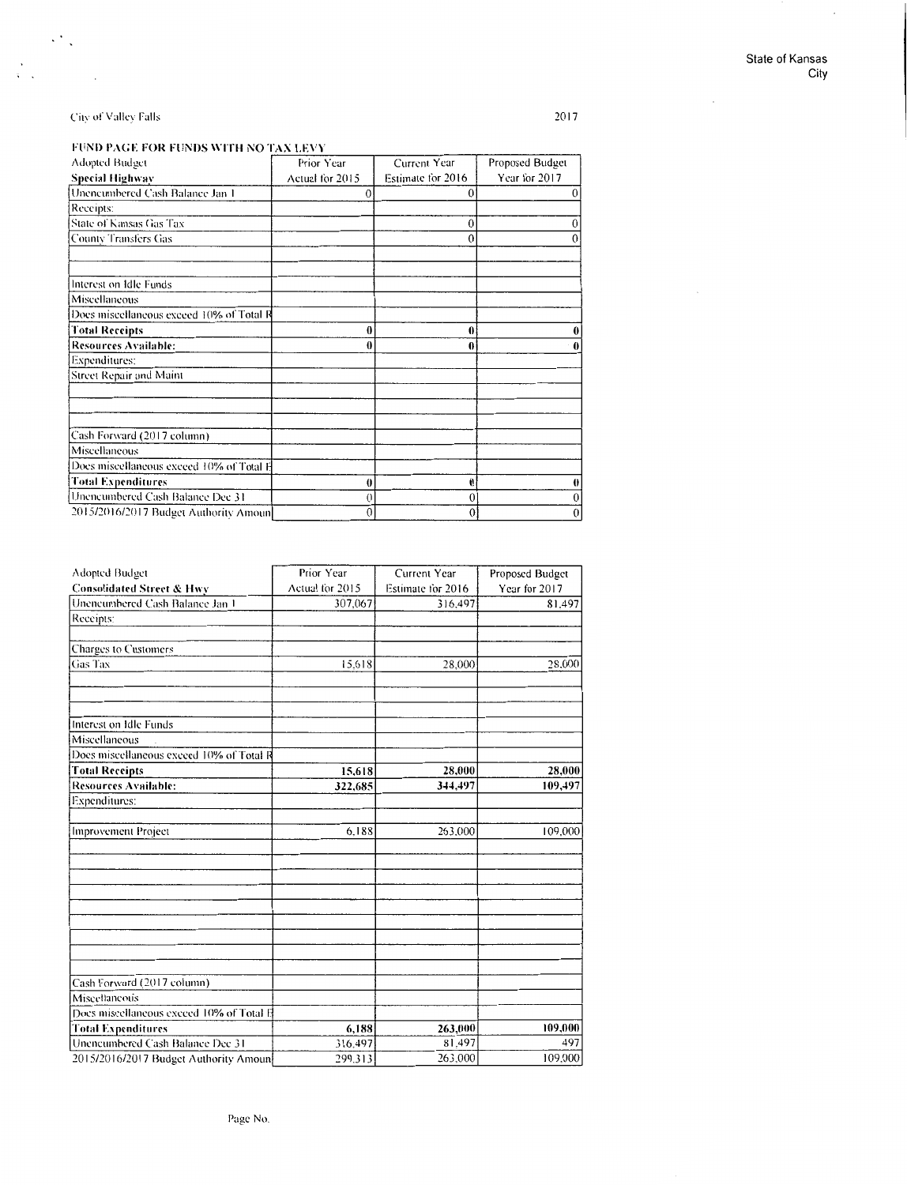State of Kansas
City

City of Valley Falls

2017

**FUND PAGE FOR FUNDS WITH NO TAX LEVY**

| Adopted Budget | Prior Year | Current Year | Proposed Budget |
|---|---|---|---|
| **Special Highway** | Actual for 2015 | Estimate for 2016 | Year for 2017 |
| Unencumbered Cash Balance Jan 1 | 0 | 0 | 0 |
| Receipts: | | | |
| State of Kansas Gas Tax | | 0 | 0 |
| County Transfers Gas | | 0 | 0 |
| | | | |
| | | | |
| Interest on Idle Funds | | | |
| Miscellaneous | | | |
| Does miscellaneous exceed 10% of Total R | | | |
| **Total Receipts** | **0** | **0** | **0** |
| **Resources Available:** | **0** | **0** | **0** |
| Expenditures: | | | |
| Street Repair and Maint | | | |
| | | | |
| | | | |
| Cash Forward (2017 column) | | | |
| Miscellaneous | | | |
| Does miscellaneous exceed 10% of Total E | | | |
| **Total Expenditures** | **0** | **0** | **0** |
| Unencumbered Cash Balance Dec 31 | 0 | 0 | 0 |
| 2015/2016/2017 Budget Authority Amoun | 0 | 0 | 0 |

| Adopted Budget | Prior Year | Current Year | Proposed Budget |
|---|---|---|---|
| **Consolidated Street & Hwy** | Actual for 2015 | Estimate for 2016 | Year for 2017 |
| Unencumbered Cash Balance Jan 1 | 307,067 | 316,497 | 81,497 |
| Receipts: | | | |
| | | | |
| Charges to Customers | | | |
| Gas Tax | 15,618 | 28,000 | 28,000 |
| | | | |
| | | | |
| Interest on Idle Funds | | | |
| Miscellaneous | | | |
| Does miscellaneous exceed 10% of Total R | | | |
| **Total Receipts** | **15,618** | **28,000** | **28,000** |
| **Resources Available:** | **322,685** | **344,497** | **109,497** |
| Expenditures: | | | |
| | | | |
| Improvement Project | 6,188 | 263,000 | 109,000 |
| | | | |
| | | | |
| | | | |
| | | | |
| | | | |
| | | | |
| | | | |
| | | | |
| Cash Forward (2017 column) | | | |
| Miscellaneous | | | |
| Does miscellaneous exceed 10% of Total E | | | |
| **Total Expenditures** | **6,188** | **263,000** | **109,000** |
| Unencumbered Cash Balance Dec 31 | 316,497 | 81,497 | 497 |
| 2015/2016/2017 Budget Authority Amoun | 299,313 | 263,000 | 109,000 |

Page No.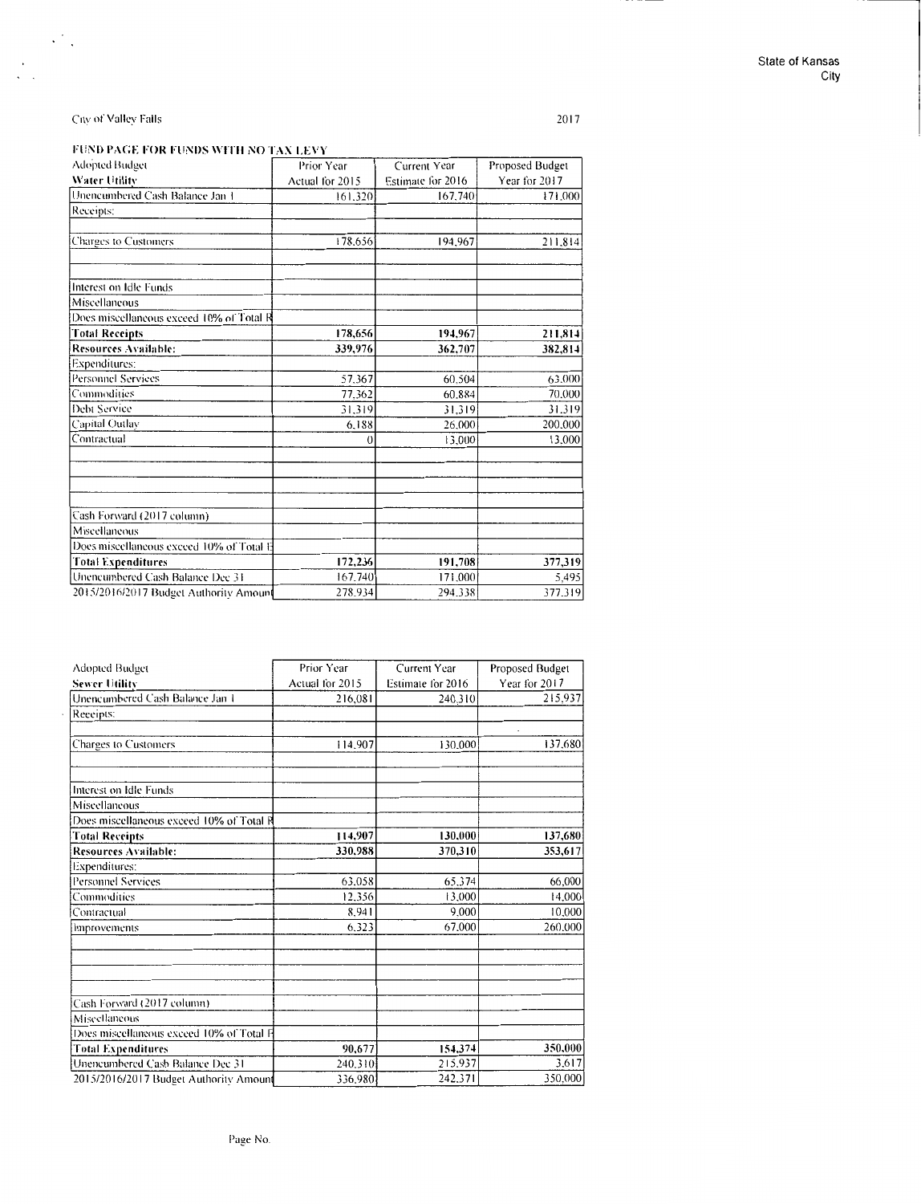State of Kansas
City

City of Valley Falls

2017

## FUND PAGE FOR FUNDS WITH NO TAX LEVY

| Adopted Budget | Prior Year | Current Year | Proposed Budget |
|---|---|---|---|
| **Water Utility** | Actual for 2015 | Estimate for 2016 | Year for 2017 |
| Unencumbered Cash Balance Jan 1 | 161,320 | 167,740 | 171,000 |
| Receipts: | | | |
| | | | |
| Charges to Customers | 178,656 | 194,967 | 211,814 |
| | | | |
| | | | |
| Interest on Idle Funds | | | |
| Miscellaneous | | | |
| Does miscellaneous exceed 10% of Total R | | | |
| **Total Receipts** | **178,656** | **194,967** | **211,814** |
| **Resources Available:** | **339,976** | **362,707** | **382,814** |
| Expenditures: | | | |
| Personnel Services | 57,367 | 60,504 | 63,000 |
| Commodities | 77,362 | 60,884 | 70,000 |
| Debt Service | 31,319 | 31,319 | 31,319 |
| Capital Outlay | 6,188 | 26,000 | 200,000 |
| Contractual | 0 | 13,000 | 13,000 |
| | | | |
| | | | |
| | | | |
| | | | |
| Cash Forward (2017 column) | | | |
| Miscellaneous | | | |
| Does miscellaneous exceed 10% of Total E | | | |
| **Total Expenditures** | **172,236** | **191,708** | **377,319** |
| Unencumbered Cash Balance Dec 31 | 167,740 | 171,000 | 5,495 |
| 2015/2016/2017 Budget Authority Amount | 278,934 | 294,338 | 377,319 |

| Adopted Budget | Prior Year | Current Year | Proposed Budget |
|---|---|---|---|
| **Sewer Utility** | Actual for 2015 | Estimate for 2016 | Year for 2017 |
| Unencumbered Cash Balance Jan 1 | 216,081 | 240,310 | 215,937 |
| Receipts: | | | |
| | | | |
| Charges to Customers | 114,907 | 130,000 | 137,680 |
| | | | |
| | | | |
| Interest on Idle Funds | | | |
| Miscellaneous | | | |
| Does miscellaneous exceed 10% of Total R | | | |
| **Total Receipts** | **114,907** | **130,000** | **137,680** |
| **Resources Available:** | **330,988** | **370,310** | **353,617** |
| Expenditures: | | | |
| Personnel Services | 63,058 | 65,374 | 66,000 |
| Commodities | 12,356 | 13,000 | 14,000 |
| Contractual | 8,941 | 9,000 | 10,000 |
| Improvements | 6,323 | 67,000 | 260,000 |
| | | | |
| | | | |
| | | | |
| | | | |
| Cash Forward (2017 column) | | | |
| Miscellaneous | | | |
| Does miscellaneous exceed 10% of Total E | | | |
| **Total Expenditures** | **90,677** | **154,374** | **350,000** |
| Unencumbered Cash Balance Dec 31 | 240,310 | 215,937 | 3,617 |
| 2015/2016/2017 Budget Authority Amount | 336,980 | 242,371 | 350,000 |

Page No.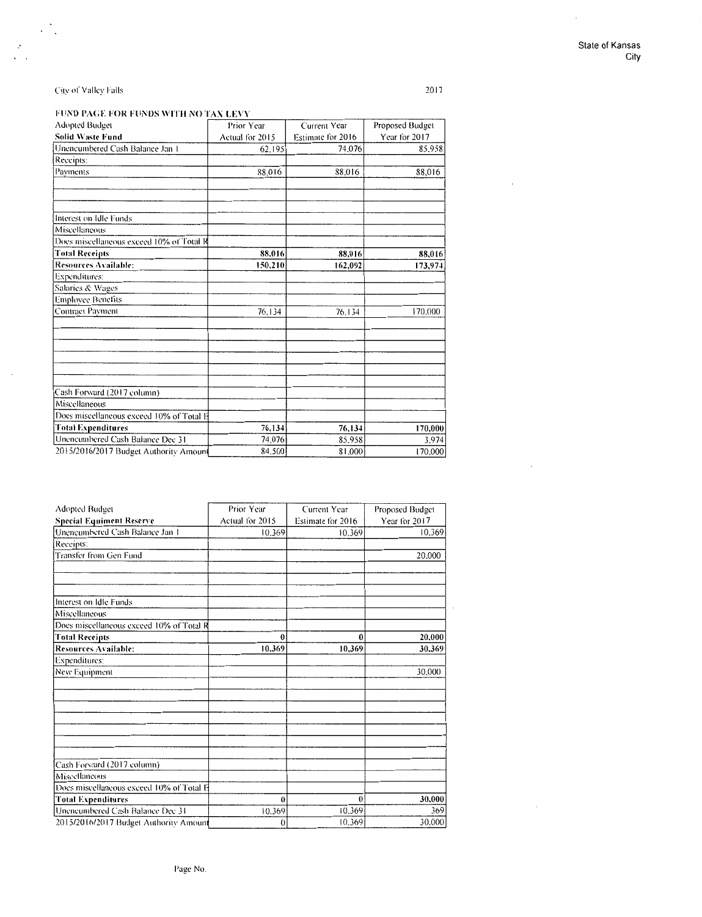State of Kansas
City

City of Valley Falls

2017

## FUND PAGE FOR FUNDS WITH NO TAX LEVY

| Adopted Budget<br>**Solid Waste Fund** | Prior Year<br>Actual for 2015 | Current Year<br>Estimate for 2016 | Proposed Budget<br>Year for 2017 |
|---|---|---|---|
| Unencumbered Cash Balance Jan 1 | 62,195 | 74,076 | 85,958 |
| Receipts: | | | |
| Payments | 88,016 | 88,016 | 88,016 |
| | | | |
| | | | |
| | | | |
| Interest on Idle Funds | | | |
| Miscellaneous | | | |
| Does miscellaneous exceed 10% of Total R | | | |
| **Total Receipts** | **88,016** | **88,016** | **88,016** |
| **Resources Available:** | **150,210** | **162,092** | **173,974** |
| Expenditures: | | | |
| Salaries & Wages | | | |
| Employee Benefits | | | |
| Contract Payment | 76,134 | 76,134 | 170,000 |
| | | | |
| | | | |
| | | | |
| | | | |
| | | | |
| | | | |
| Cash Forward (2017 column) | | | |
| Miscellaneous | | | |
| Does miscellaneous exceed 10% of Total E | | | |
| **Total Expenditures** | **76,134** | **76,134** | **170,000** |
| Unencumbered Cash Balance Dec 31 | 74,076 | 85,958 | 3,974 |
| 2015/2016/2017 Budget Authority Amount | 84,500 | 81,000 | 170,000 |

| Adopted Budget<br>**Special Equiment Reserve** | Prior Year<br>Actual for 2015 | Current Year<br>Estimate for 2016 | Proposed Budget<br>Year for 2017 |
|---|---|---|---|
| Unencumbered Cash Balance Jan 1 | 10,369 | 10,369 | 10,369 |
| Receipts: | | | |
| Transfer from Gen Fund | | | 20,000 |
| | | | |
| | | | |
| | | | |
| Interest on Idle Funds | | | |
| Miscellaneous | | | |
| Does miscellaneous exceed 10% of Total R | | | |
| **Total Receipts** | **0** | **0** | **20,000** |
| **Resources Available:** | **10,369** | **10,369** | **30,369** |
| Expenditures: | | | |
| New Equipment | | | 30,000 |
| | | | |
| | | | |
| | | | |
| | | | |
| | | | |
| | | | |
| Cash Forward (2017 column) | | | |
| Miscellaneous | | | |
| Does miscellaneous exceed 10% of Total E | | | |
| **Total Expenditures** | **0** | **0** | **30,000** |
| Unencumbered Cash Balance Dec 31 | 10,369 | 10,369 | 369 |
| 2015/2016/2017 Budget Authority Amount | 0 | 10,369 | 30,000 |

Page No.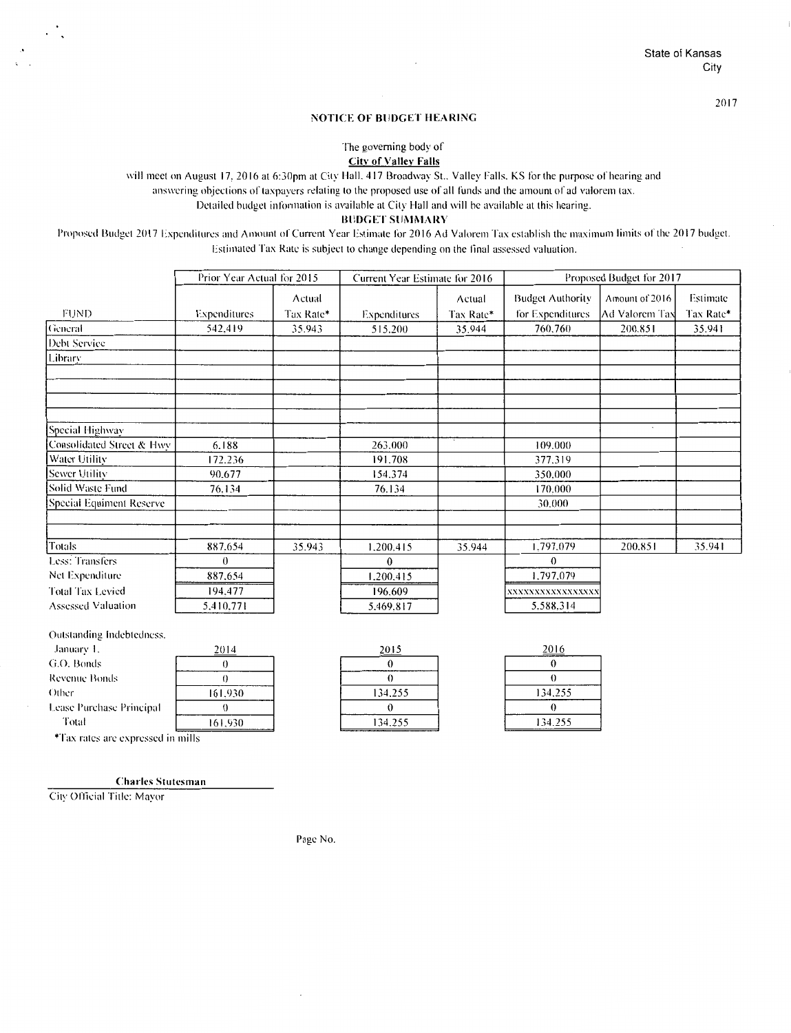State of Kansas
City

2017

## NOTICE OF BUDGET HEARING

The governing body of
**City of Valley Falls**
will meet on August 17, 2016 at 6:30pm at City Hall, 417 Broadway St., Valley Falls, KS for the purpose of hearing and answering objections of taxpayers relating to the proposed use of all funds and the amount of ad valorem tax.
Detailed budget information is available at City Hall and will be available at this hearing.

### BUDGET SUMMARY

Proposed Budget 2017 Expenditures and Amount of Current Year Estimate for 2016 Ad Valorem Tax establish the maximum limits of the 2017 budget.
Estimated Tax Rate is subject to change depending on the final assessed valuation.

| | Prior Year Actual for 2015 | | Current Year Estimate for 2016 | | Proposed Budget for 2017 | | |
|---|---|---|---|---|---|---|---|
| FUND | Expenditures | Actual Tax Rate* | Expenditures | Actual Tax Rate* | Budget Authority for Expenditures | Amount of 2016 Ad Valorem Tax | Estimate Tax Rate* |
| General | 542,419 | 35.943 | 515,200 | 35.944 | 760,760 | 200,851 | 35.941 |
| Debt Service | | | | | | | |
| Library | | | | | | | |
| | | | | | | | |
| | | | | | | | |
| | | | | | | | |
| Special Highway | | | | | | | |
| Consolidated Street & Hwy | 6,188 | | 263,000 | | 109,000 | | |
| Water Utility | 172,236 | | 191,708 | | 377,319 | | |
| Sewer Utility | 90,677 | | 154,374 | | 350,000 | | |
| Solid Waste Fund | 76,134 | | 76,134 | | 170,000 | | |
| Special Equiment Reserve | | | | | 30,000 | | |
| | | | | | | | |
| | | | | | | | |
| Totals | 887,654 | 35.943 | 1,200,415 | 35.944 | 1,797,079 | 200,851 | 35.941 |
| Less: Transfers | 0 | | 0 | | 0 | | |
| Net Expenditure | 887,654 | | 1,200,415 | | 1,797,079 | | |
| Total Tax Levied | 194,477 | | 196,609 | | xxxxxxxxxxxxxxxx | | |
| Assessed Valuation | 5,410,771 | | 5,469,817 | | 5,588,314 | | |

| Outstanding Indebtedness, January 1, | 2014 | 2015 | 2016 |
|---|---|---|---|
| G.O. Bonds | 0 | 0 | 0 |
| Revenue Bonds | 0 | 0 | 0 |
| Other | 161,930 | 134,255 | 134,255 |
| Lease Purchase Principal | 0 | 0 | 0 |
| Total | 161,930 | 134,255 | 134,255 |

*Tax rates are expressed in mills

**Charles Stutesman**
City Official Title: Mayor

Page No.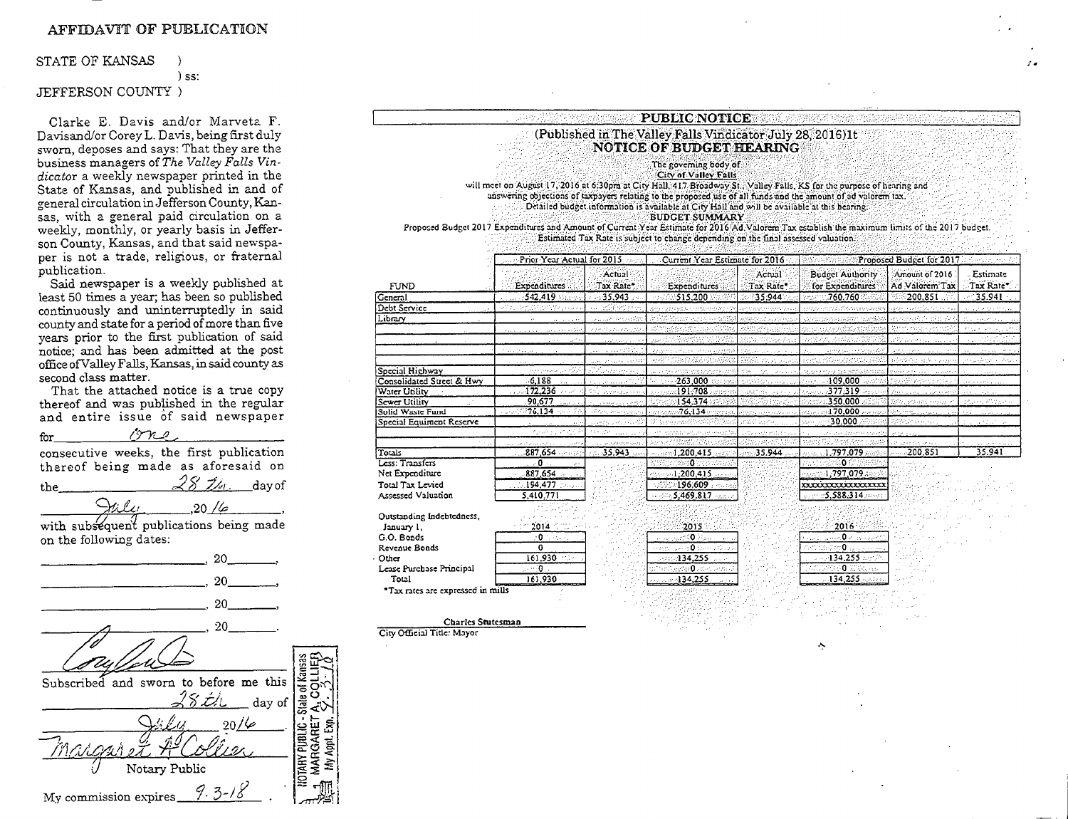# AFFIDAVIT OF PUBLICATION

STATE OF KANSAS )
) ss:
JEFFERSON COUNTY )

Clarke E. Davis and/or Marveta F. Davisand/or Corey L. Davis, being first duly sworn, deposes and says: That they are the business managers of *The Valley Falls Vindicator* a weekly newspaper printed in the State of Kansas, and published in and of general circulation in Jefferson County, Kansas, with a general paid circulation on a weekly, monthly, or yearly basis in Jefferson County, Kansas, and that said newspaper is not a trade, religious, or fraternal publication.

Said newspaper is a weekly published at least 50 times a year; has been so published continuously and uninterruptedly in said county and state for a period of more than five years prior to the first publication of said notice; and has been admitted at the post office of Valley Falls, Kansas, in said county as second class matter.

That the attached notice is a true copy thereof and was published in the regular and entire issue of said newspaper for One consecutive weeks, the first publication thereof being made as aforesaid on the 28 Th. day of July, 20 16, with subsequent publications being made on the following dates:

_______________, 20_____,

_______________, 20_____,

_______________, 20_____,

_______________, 20_____.

[signature]

Subscribed and sworn to before me this 28th day of July 2016.

Margaret A. Collier
Notary Public

My commission expires 9-3-18.

NOTARY PUBLIC - State of Kansas
MARGARET A. COLLIER
My Appt. Exp. 9-3-18

## PUBLIC NOTICE

(Published in The Valley Falls Vindicator July 28, 2016)1t

### NOTICE OF BUDGET HEARING

The governing body of
City of Valley Falls
will meet on August 17, 2016 at 6:30pm at City Hall, 417 Broadway St., Valley Falls, KS for the purpose of hearing and answering objections of taxpayers relating to the proposed use of all funds and the amount of ad valorem tax.
Detailed budget information is available at City Hall and will be available at this hearing.

**BUDGET SUMMARY**

Proposed Budget 2017 Expenditures and Amount of Current Year Estimate for 2016 Ad Valorem Tax establish the maximum limits of the 2017 budget.
Estimated Tax Rate is subject to change depending on the final assessed valuation.

| | Prior Year Actual for 2015 | | Current Year Estimate for 2016 | | Proposed Budget for 2017 | | |
|---|---|---|---|---|---|---|---|
| FUND | Expenditures | Actual Tax Rate* | Expenditures | Actual Tax Rate* | Budget Authority for Expenditures | Amount of 2016 Ad Valorem Tax | Estimate Tax Rate* |
| General | 542,419 | 35.943 | 515,200 | 35.944 | 760,760 | 200,851 | 35.941 |
| Debt Service | | | | | | | |
| Library | | | | | | | |
| | | | | | | | |
| | | | | | | | |
| | | | | | | | |
| Special Highway | | | | | | | |
| Consolidated Street & Hwy | 6,188 | | 263,000 | | 109,000 | | |
| Water Utility | 172,236 | | 191,708 | | 377,319 | | |
| Sewer Utility | 90,677 | | 154,374 | | 350,000 | | |
| Solid Waste Fund | 76,134 | | 76,134 | | 170,000 | | |
| Special Equipment Reserve | | | | | 30,000 | | |
| | | | | | | | |
| | | | | | | | |
| Totals | 887,654 | 35.943 | 1,200,415 | 35.944 | 1,797,079 | 200,851 | 35.941 |
| Less: Transfers | 0 | | 0 | | 0 | | |
| Net Expenditure | 887,654 | | 1,200,415 | | 1,797,079 | | |
| Total Tax Levied | 194,477 | | 196,609 | | xxxxxxxxxxxxxxxx | | |
| Assessed Valuation | 5,410,771 | | 5,469,817 | | 5,588,314 | | |

| Outstanding Indebtedness, January 1, | 2014 | 2015 | 2016 |
|---|---|---|---|
| G.O. Bonds | 0 | 0 | 0 |
| Revenue Bonds | 0 | 0 | 0 |
| Other | 161,930 | 134,255 | 134,255 |
| Lease Purchase Principal | 0 | 0 | 0 |
| Total | 161,930 | 134,255 | 134,255 |

*Tax rates are expressed in mills

Charles Stutesman
City Official Title: Mayor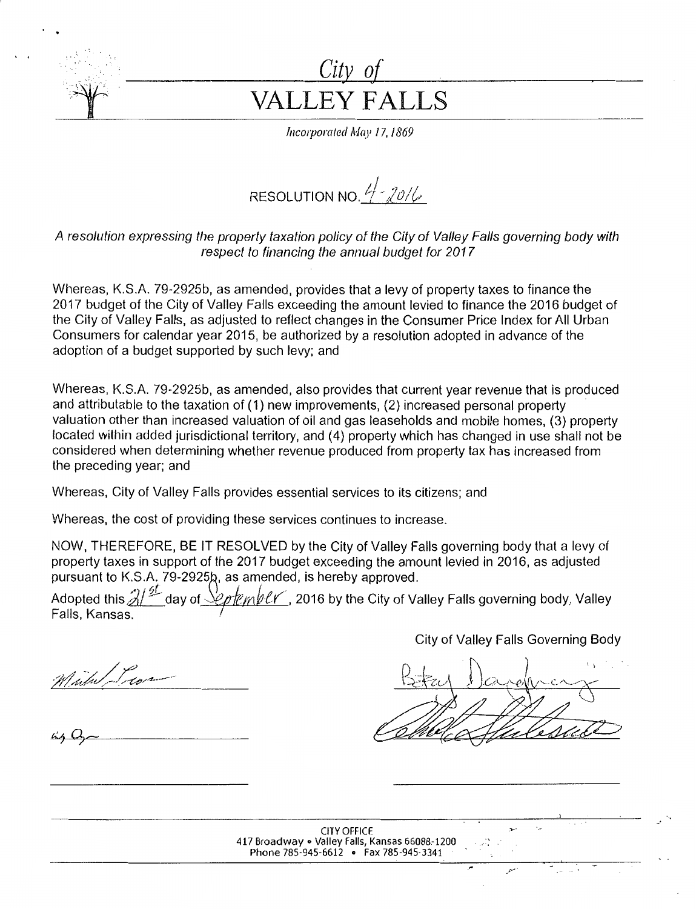# *City of*

# VALLEY FALLS

*Incorporated May 17, 1869*

RESOLUTION NO. 4-2016

*A resolution expressing the property taxation policy of the City of Valley Falls governing body with respect to financing the annual budget for 2017*

Whereas, K.S.A. 79-2925b, as amended, provides that a levy of property taxes to finance the 2017 budget of the City of Valley Falls exceeding the amount levied to finance the 2016 budget of the City of Valley Falls, as adjusted to reflect changes in the Consumer Price Index for All Urban Consumers for calendar year 2015, be authorized by a resolution adopted in advance of the adoption of a budget supported by such levy; and

Whereas, K.S.A. 79-2925b, as amended, also provides that current year revenue that is produced and attributable to the taxation of (1) new improvements, (2) increased personal property valuation other than increased valuation of oil and gas leaseholds and mobile homes, (3) property located within added jurisdictional territory, and (4) property which has changed in use shall not be considered when determining whether revenue produced from property tax has increased from the preceding year; and

Whereas, City of Valley Falls provides essential services to its citizens; and

Whereas, the cost of providing these services continues to increase.

NOW, THEREFORE, BE IT RESOLVED by the City of Valley Falls governing body that a levy of property taxes in support of the 2017 budget exceeding the amount levied in 2016, as adjusted pursuant to K.S.A. 79-2925b, as amended, is hereby approved.

Adopted this 21st day of September, 2016 by the City of Valley Falls governing body, Valley Falls, Kansas.

City of Valley Falls Governing Body

CITY OFFICE
417 Broadway • Valley Falls, Kansas 66088-1200
Phone 785-945-6612 • Fax 785-945-3341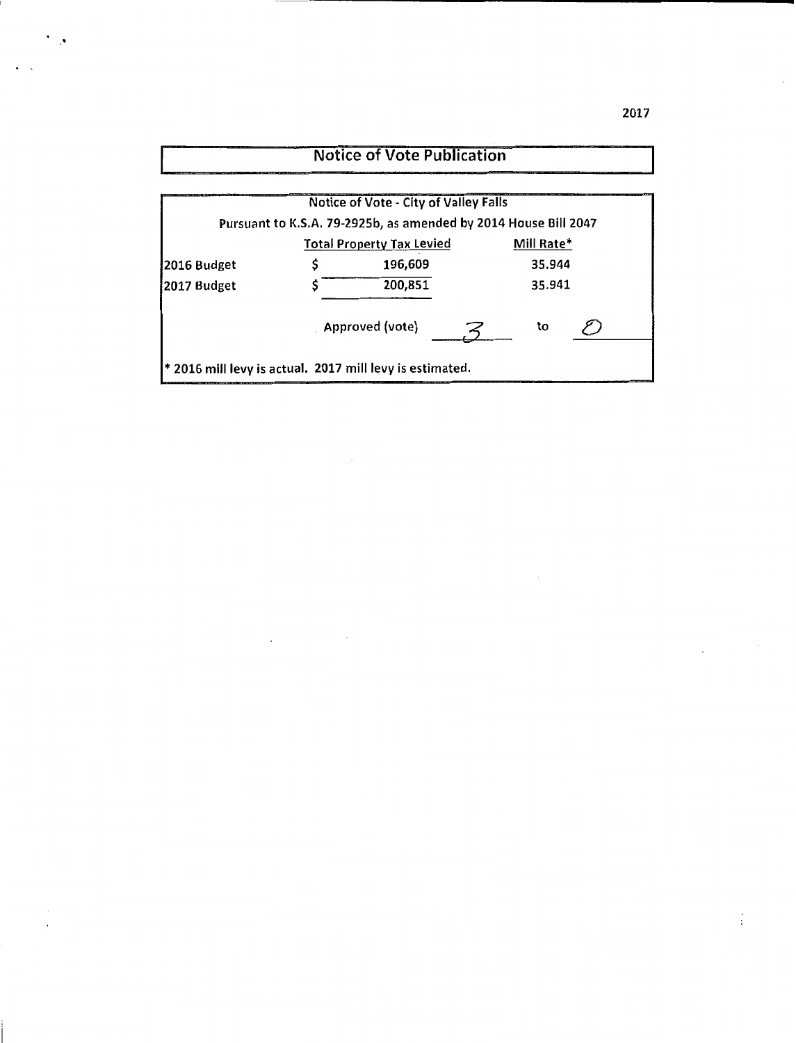2017

# Notice of Vote Publication

| Notice of Vote - City of Valley Falls | | |
|---|---|---|
| Pursuant to K.S.A. 79-2925b, as amended by 2014 House Bill 2047 | | |
| | **Total Property Tax Levied** | **Mill Rate*** |
| 2016 Budget | $ 196,609 | 35.944 |
| 2017 Budget | $ 200,851 | 35.941 |
| | Approved (vote) 3 | to 0 |

* 2016 mill levy is actual. 2017 mill levy is estimated.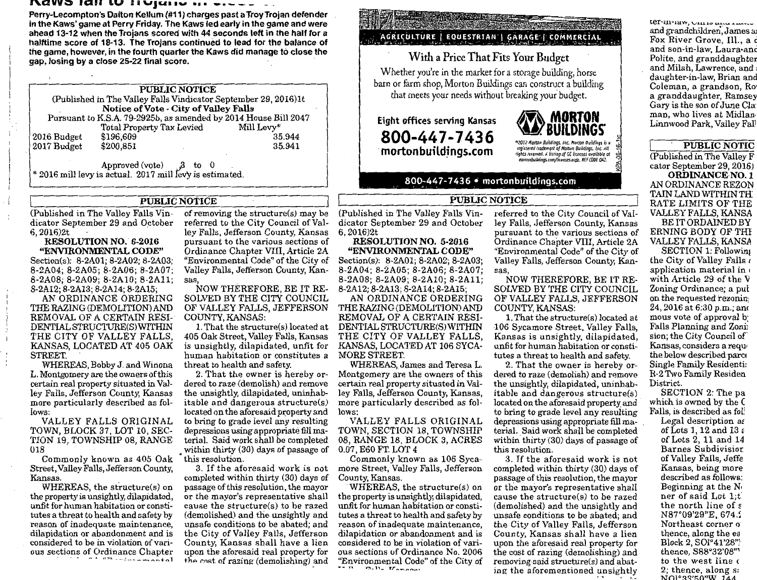Perry-Lecompton's Dalton Kellum (#11) charges past a Troy Trojan defender in the Kaws' game at Perry Friday. The Kaws led early in the game and were ahead 13-12 when the Trojans scored with 44 seconds left in the half for a halftime score of 18-13. The Trojans continued to lead for the balance of the game, however, in the fourth quarter the Kaws did manage to close the gap, losing by a close 25-22 final score.

**PUBLIC NOTICE**

(Published in The Valley Falls Vindicator September 29, 2016)1t

**Notice of Vote - City of Valley Falls**

Pursuant to K.S.A. 79-2925b, as amended by 2014 House Bill 2047

| | Total Property Tax Levied | Mill Levy* |
|---|---|---|
| 2016 Budget | $196,609 | 35.944 |
| 2017 Budget | $200,851 | 35.941 |

Approved (vote) 3 to 0

\* 2016 mill levy is actual. 2017 mill levy is estimated.

AGRICULTURE | EQUESTRIAN | GARAGE | COMMERCIAL

With a Price That Fits Your Budget

Whether you're in the market for a storage building, horse barn or farm shop, Morton Buildings can construct a building that meets your needs without breaking your budget.

Eight offices serving Kansas

800-447-7436

mortonbuildings.com

MORTON BUILDINGS

©2012 Morton Buildings, Inc. Morton Buildings is a registered trademark of Morton Buildings, Inc. All rights reserved. A listing of GC licenses available at mortonbuildings.com/licenses.aspx. REF CODE 042.

800-447-7436 • mortonbuildings.com

**PUBLIC NOTICE**

(Published in The Valley Falls Vindicator September 29 and October 6, 2016)2t

**RESOLUTION NO. 6-2016**

**"ENVIRONMENTAL CODE"**

Section(s): 8-2A01; 8-2A02; 8-2A03; 8-2A04; 8-2A05; 8-2A06; 8-2A07; 8-2A08; 8-2A09; 8-2A10; 8-2A11; 8-2A12; 8-2A13; 8-2A14; 8-2A15;

AN ORDINANCE ORDERING THE RAZING (DEMOLITION) AND REMOVAL OF A CERTAIN RESIDENTIAL STRUCTURE(S) WITHIN THE CITY OF VALLEY FALLS, KANSAS, LOCATED AT 405 OAK STREET.

WHEREAS, Bobby J. and Winona L. Montgomery are the owners of this certain real property situated in Valley Falls, Jefferson County, Kansas more particularly described as follows:

VALLEY FALLS ORIGINAL TOWN, BLOCK 37, LOT 10, SECTION 19, TOWNSHIP 08, RANGE 018

Commonly known as 405 Oak Street, Valley Falls, Jefferson County, Kansas.

WHEREAS, the structure(s) on the property is unsightly, dilapidated, unfit for human habitation or constitutes a threat to health and safety by reason of inadequate maintenance, dilapidation or abandonment and is considered to be in violation of various sections of Ordinance Chapter VIII, Article 2A "Environmental Code" of the City of Valley Falls, Kansas; and the issue of removing the structure(s) may be referred to the City Council of Valley Falls, Jefferson County, Kansas pursuant to the various sections of Ordinance Chapter VIII, Article 2A "Environmental Code" of the City of Valley Falls, Jefferson County, Kansas,

NOW THEREFORE, BE IT RESOLVED BY THE CITY COUNCIL OF VALLEY FALLS, JEFFERSON COUNTY, KANSAS:

1. That the structure(s) located at 405 Oak Street, Valley Falls, Kansas is unsightly, dilapidated, unfit for human habitation or constitutes a threat to health and safety.

2. That the owner is hereby ordered to raze (demolish) and remove the unsightly, dilapidated, uninhabitable and dangerous structure(s) located on the aforesaid property and to bring to grade level any resulting depressions using appropriate fill material. Said work shall be completed within thirty (30) days of passage of this resolution.

3. If the aforesaid work is not completed within thirty (30) days of passage of this resolution, the mayor or the mayor's representative shall cause the structure(s) to be razed (demolished) and the unsightly and unsafe conditions to be abated; and the City of Valley Falls, Jefferson County, Kansas shall have a lien upon the aforesaid real property for the cost of razing (demolishing) and

**PUBLIC NOTICE**

(Published in The Valley Falls Vindicator September 29 and October 6, 2016)2t

**RESOLUTION NO. 5-2016**

**"ENVIRONMENTAL CODE"**

Section(s): 8-2A01; 8-2A02; 8-2A03; 8-2A04; 8-2A05; 8-2A06; 8-2A07; 8-2A08; 8-2A09; 8-2A10; 8-2A11; 8-2A12; 8-2A13; 8-2A14; 8-2A15;

AN ORDINANCE ORDERING THE RAZING (DEMOLITION) AND REMOVAL OF A CERTAIN RESIDENTIAL STRUCTURE(S) WITHIN THE CITY OF VALLEY FALLS, KANSAS, LOCATED AT 106 SYCAMORE STREET.

WHEREAS, James and Teresa L. Montgomery are the owners of this certain real property situated in Valley Falls, Jefferson County, Kansas, more particularly described as follows:

VALLEY FALLS ORIGINAL TOWN, SECTION 18, TOWNSHIP 08, RANGE 18, BLOCK 3, ACRES 0.07, E60 FT. LOT 4

Commonly known as 106 Sycamore Street, Valley Falls, Jefferson County, Kansas.

WHEREAS, the structure(s) on the property is unsightly, dilapidated, unfit for human habitation or constitutes a threat to health and safety by reason of inadequate maintenance, dilapidation or abandonment and is considered to be in violation of various sections of Ordinance No. 2006 "Environmental Code" of the City of Valley Falls, Kansas; ... referred to the City Council of Valley Falls, Jefferson County, Kansas pursuant to the various sections of Ordinance Chapter VIII, Article 2A "Environmental Code" of the City of Valley Falls, Jefferson County, Kansas,

NOW THEREFORE, BE IT RESOLVED BY THE CITY COUNCIL OF VALLEY FALLS, JEFFERSON COUNTY, KANSAS:

1. That the structure(s) located at 106 Sycamore Street, Valley Falls, Kansas is unsightly, dilapidated, unfit for human habitation or constitutes a threat to health and safety.

2. That the owner is hereby ordered to raze (demolish) and remove the unsightly, dilapidated, uninhabitable and dangerous structure(s) located on the aforesaid property and to bring to grade level any resulting depressions using appropriate fill material. Said work shall be completed within thirty (30) days of passage of this resolution.

3. If the aforesaid work is not completed within thirty (30) days of passage of this resolution, the mayor or the mayor's representative shall cause the structure(s) to be razed (demolished) and the unsightly and unsafe conditions to be abated; and the City of Valley Falls, Jefferson County, Kansas shall have a lien upon the aforesaid real property for the cost of razing (demolishing) and removing said structure(s) and abating the aforementioned unsightly

ter-in-law, Chris and ... and grandchildren, James a... Fox River Grove, Ill., a ... and son-in-law, Laura and ... Polite, and granddaughter ... and Milah, Lawrence, and ... daughter-in-law, Brian and ... Coleman, a grandson, Ro... a granddaughter, Ramsey ... Gary is the son of June Cla... man, who lives at Midlan... Linnwood Park, Valley Fall...

**PUBLIC NOTIC...**

(Published in The Valley F... cator September 29, 2016)

**ORDINANCE NO. 1...**

AN ORDINANCE REZON... TAIN LAND WITHIN TH... RATE LIMITS OF THE ... VALLEY FALLS, KANSA...

BE IT ORDAINED BY ... ERNING BODY OF TH... VALLEY FALLS, KANSA...

SECTION 1: Following ... the City of Valley Falls ... application material in ... with Article 29 of the V... Zoning Ordinance; a pub... on the requested rezonin... 24, 2016 at 6:30 p.m.; an... mous vote of approval b... Falls Planning and Zoni... sion; the City Council of ... Kansas, considers a requ... the below described parc... Single Family Residenti... R-2 Two Family Residen... District.

SECTION 2: The pa... which is owned by the C... Falls, is described as fol...

Legal description as ... of Lots 1, 12 and 13 ... of Lots 2, 11 and 14 ... Barnes Subdivision ... of Valley Falls, Jeffe... Kansas, being more ... described as follows: Beginning at the N... ner of said Lot 1; t... the north line of s... N87°09'29"E, 674.... Northeast corner o... thence, along the ea... Block 2, S01°41'28"... thence, S88°32'08"... to the west line ... 2; thence, along s... N01°33'50"W, 144...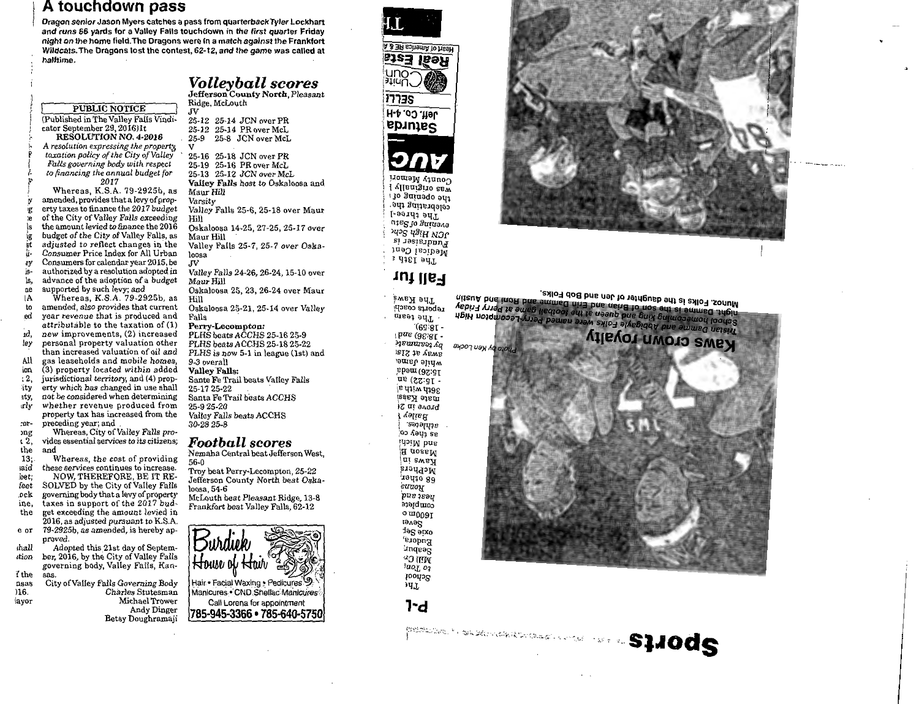## A touchdown pass

**Dragon senior Jason Myers catches a pass from quarterback Tyler Lockhart and runs 56 yards for a Valley Falls touchdown in the first quarter Friday night on the home field. The Dragons were in a match against the Frankfort Wildcats. The Dragons lost the contest, 62-12, and the game was called at halftime.**

### PUBLIC NOTICE

(Published in The Valley Falls Vindicator September 29, 2016)1t

**RESOLUTION NO. 4-2016**

*A resolution expressing the property taxation policy of the City of Valley Falls governing body with respect to financing the annual budget for 2017*

Whereas, K.S.A. 79-2925b, as amended, provides that a levy of property taxes to finance the 2017 budget of the City of Valley Falls exceeding the amount levied to finance the 2016 budget of the City of Valley Falls, as adjusted to reflect changes in the Consumer Price Index for All Urban Consumers for calendar year 2015, be authorized by a resolution adopted in advance of the adoption of a budget supported by such levy; and

Whereas, K.S.A. 79-2925b, as amended, also provides that current year revenue that is produced and attributable to the taxation of (1) new improvements, (2) increased personal property valuation other than increased valuation of oil and gas leaseholds and mobile homes, (3) property located within added jurisdictional territory, and (4) property which has changed in use shall not be considered when determining whether revenue produced from property tax has increased from the preceding year; and

Whereas, City of Valley Falls provides essential services to its citizens; and

Whereas, the cost of providing these services continues to increase.

NOW, THEREFORE, BE IT RESOLVED by the City of Valley Falls governing body that a levy of property taxes in support of the 2017 budget exceeding the amount levied in 2016, as adjusted pursuant to K.S.A. 79-2925b, as amended, is hereby approved.

Adopted this 21st day of September, 2016, by the City of Valley Falls governing body, Valley Falls, Kansas.

City of Valley Falls Governing Body
Charles Stutesman
Michael Trower
Andy Dinger
Betsy Doughramaji

## Volleyball scores

**Jefferson County North**, Pleasant Ridge, McLouth

JV
25-12 25-14 JCN over PR
25-12 25-14 PR over McL
25-9 25-8 JCN over McL

V
25-16 25-18 JCN over PR
25-19 25-16 PR over McL
25-13 25-12 JCN over McL

**Valley Falls** host to Oskaloosa and Maur Hill

Varsity
Valley Falls 25-6, 25-18 over Maur Hill
Oskaloosa 14-25, 27-25, 25-17 over Maur Hill
Valley Falls 25-7, 25-7 over Oskaloosa

JV
Valley Falls 24-26, 26-24, 15-10 over Maur Hill
Oskaloosa 25, 23, 26-24 over Maur Hill
Oskaloosa 25-21, 25-14 over Valley Falls

**Perry-Lecompton:**
PLHS beats ACCHS 25-16 25-9
PLHS beats ACCHS 25-18 25-22
PLHS is now 5-1 in league (1st) and 9-3 overall

**Valley Falls:**
Sante Fe Trail beats Valley Falls 25-17 25-22
Santa Fe Trail beats ACCHS 25-9 25-20
Valley Falls beats ACCHS 30-28 25-8

## Football scores

Nemaha Central beat Jefferson West, 56-0
Troy beat Perry-Lecompton, 25-22
Jefferson County North beat Oskaloosa, 54-6
McLouth beat Pleasant Ridge, 13-8
Frankfort beat Valley Falls, 62-12

Burdick House of Hair
Hair • Facial Waxing • Pedicures
Manicures • CND Shellac Manicures
Call Lorena for appointment
785-945-3366 • 785-640-5750

## Kaws crown royalty

Photo by Ken Locke

Tristan Damme and Abbigayle Folks were named Perry-Lecompton High School homecoming king and queen at the football game at Perry Friday night. Damme is the son of Brian and Erin Damme and Roni and Austin Munoz. Folks is the daughter of Jen and Bob Folks.

## Sports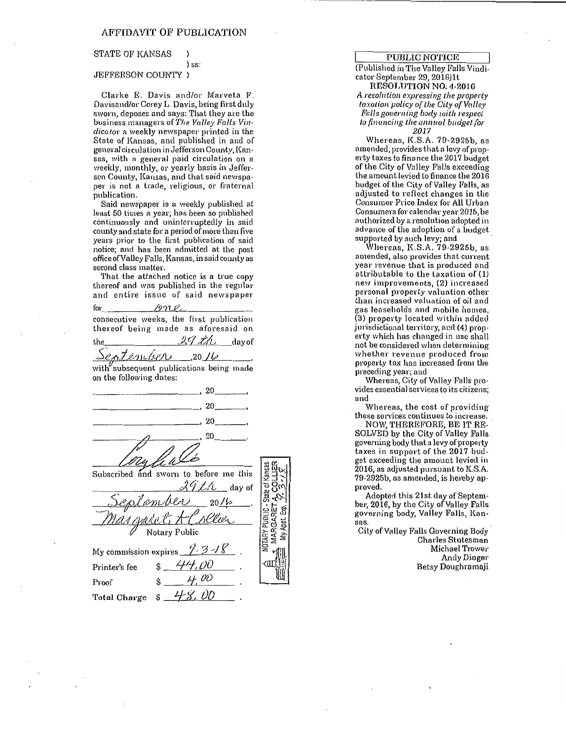# AFFIDAVIT OF PUBLICATION

STATE OF KANSAS )
) ss:
JEFFERSON COUNTY )

Clarke E. Davis and/or Marveta F. Davisand/or Corey L. Davis, being first duly sworn, deposes and says: That they are the business managers of *The Valley Falls Vindicator* a weekly newspaper printed in the State of Kansas, and published in and of general circulation in Jefferson County, Kansas, with a general paid circulation on a weekly, monthly, or yearly basis in Jefferson County, Kansas, and that said newspaper is not a trade, religious, or fraternal publication.

Said newspaper is a weekly published at least 50 times a year; has been so published continuously and uninterruptedly in said county and state for a period of more than five years prior to the first publication of said notice; and has been admitted at the post office of Valley Falls, Kansas, in said county as second class matter.

That the attached notice is a true copy thereof and was published in the regular and entire issue of said newspaper for one consecutive weeks, the first publication thereof being made as aforesaid on the 29th day of September, 2016, with subsequent publications being made on the following dates:

\_\_\_\_\_\_\_\_\_\_, 20\_\_\_\_,
\_\_\_\_\_\_\_\_\_\_, 20\_\_\_\_,
\_\_\_\_\_\_\_\_\_\_, 20\_\_\_\_,
\_\_\_\_\_\_\_\_\_\_, 20\_\_\_\_.

Corey L. Davis

Subscribed and sworn to before me this 29th day of September 2016.

Margaret A Collier
Notary Public

NOTARY PUBLIC - State of Kansas
MARGARET A. COLLIER
My Appt. Exp. 9-3-18

My commission expires 9-3-18.

| | |
|---|---|
| Printer's fee | $ 44.00 |
| Proof | $ 4.00 |
| Total Charge | $ 48.00 |

## PUBLIC NOTICE

(Published in The Valley Falls Vindicator September 29, 2016)1t

**RESOLUTION NO. 4-2016**

*A resolution expressing the property taxation policy of the City of Valley Falls governing body with respect to financing the annual budget for 2017*

Whereas, K.S.A. 79-2925b, as amended, provides that a levy of property taxes to finance the 2017 budget of the City of Valley Falls exceeding the amount levied to finance the 2016 budget of the City of Valley Falls, as adjusted to reflect changes in the Consumer Price Index for All Urban Consumers for calendar year 2015, be authorized by a resolution adopted in advance of the adoption of a budget supported by such levy; and

Whereas, K.S.A. 79-2925b, as amended, also provides that current year revenue that is produced and attributable to the taxation of (1) new improvements, (2) increased personal property valuation other than increased valuation of oil and gas leaseholds and mobile homes, (3) property located within added jurisdictional territory, and (4) property which has changed in use shall not be considered when determining whether revenue produced from property tax has increased from the preceding year; and

Whereas, City of Valley Falls provides essential services to its citizens; and

Whereas, the cost of providing these services continues to increase.

NOW, THEREFORE, BE IT RESOLVED by the City of Valley Falls governing body that a levy of property taxes in support of the 2017 budget exceeding the amount levied in 2016, as adjusted pursuant to K.S.A. 79-2925b, as amended, is hereby approved.

Adopted this 21st day of September, 2016, by the City of Valley Falls governing body, Valley Falls, Kansas.

City of Valley Falls Governing Body
Charles Stutesman
Michael Trower
Andy Dinger
Betsy Doughramaji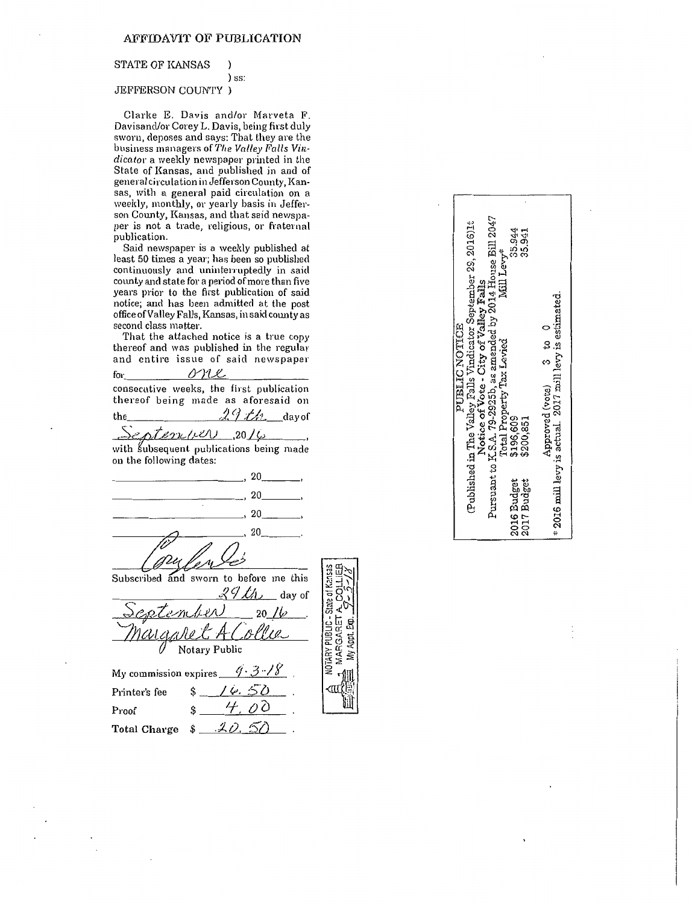## AFFIDAVIT OF PUBLICATION

STATE OF KANSAS )
) ss:
JEFFERSON COUNTY )

Clarke E. Davis and/or Marveta F. Davisand/or Corey L. Davis, being first duly sworn, deposes and says: That they are the business managers of *The Valley Falls Vindicator* a weekly newspaper printed in the State of Kansas, and published in and of general circulation in Jefferson County, Kansas, with a general paid circulation on a weekly, monthly, or yearly basis in Jefferson County, Kansas, and that said newspaper is not a trade, religious, or fraternal publication.

Said newspaper is a weekly published at least 50 times a year; has been so published continuously and uninterruptedly in said county and state for a period of more than five years prior to the first publication of said notice; and has been admitted at the post office of Valley Falls, Kansas, in said county as second class matter.

That the attached notice is a true copy thereof and was published in the regular and entire issue of said newspaper for ___one___ consecutive weeks, the first publication thereof being made as aforesaid on the ___29th___ day of ___September___, 20___16___, with subsequent publications being made on the following dates:

_______________, 20_____,
_______________, 20_____,
_______________, 20_____,
_______________, 20_____.

Corey L. Davis

Subscribed and sworn to before me this ___29th___ day of ___September___ 20___16___.

Margaret A Collier
Notary Public

My commission expires ___9-3-18___.

NOTARY PUBLIC - State of Kansas
MARGARET A. COLLIER
My Appt. Exp. 9-3-18

Printer's fee $ ___16.50___.
Proof $ ___4.00___.
**Total Charge** $ ___20.50___.

---

**PUBLIC NOTICE**

(Published in The Valley Falls Vindicator September 29, 2016)1t

**Notice of Vote - City of Valley Falls**

Pursuant to K.S.A. 79-2925b, as amended by 2014 House Bill 2047

| | Total Property Tax Levied | Mill Levy* |
|---|---|---|
| 2016 Budget | $196,609 | 35.944 |
| 2017 Budget | $200,851 | 35.941 |

Approved (vote) 3 to 0

* 2016 mill levy is actual. 2017 mill levy is estimated.